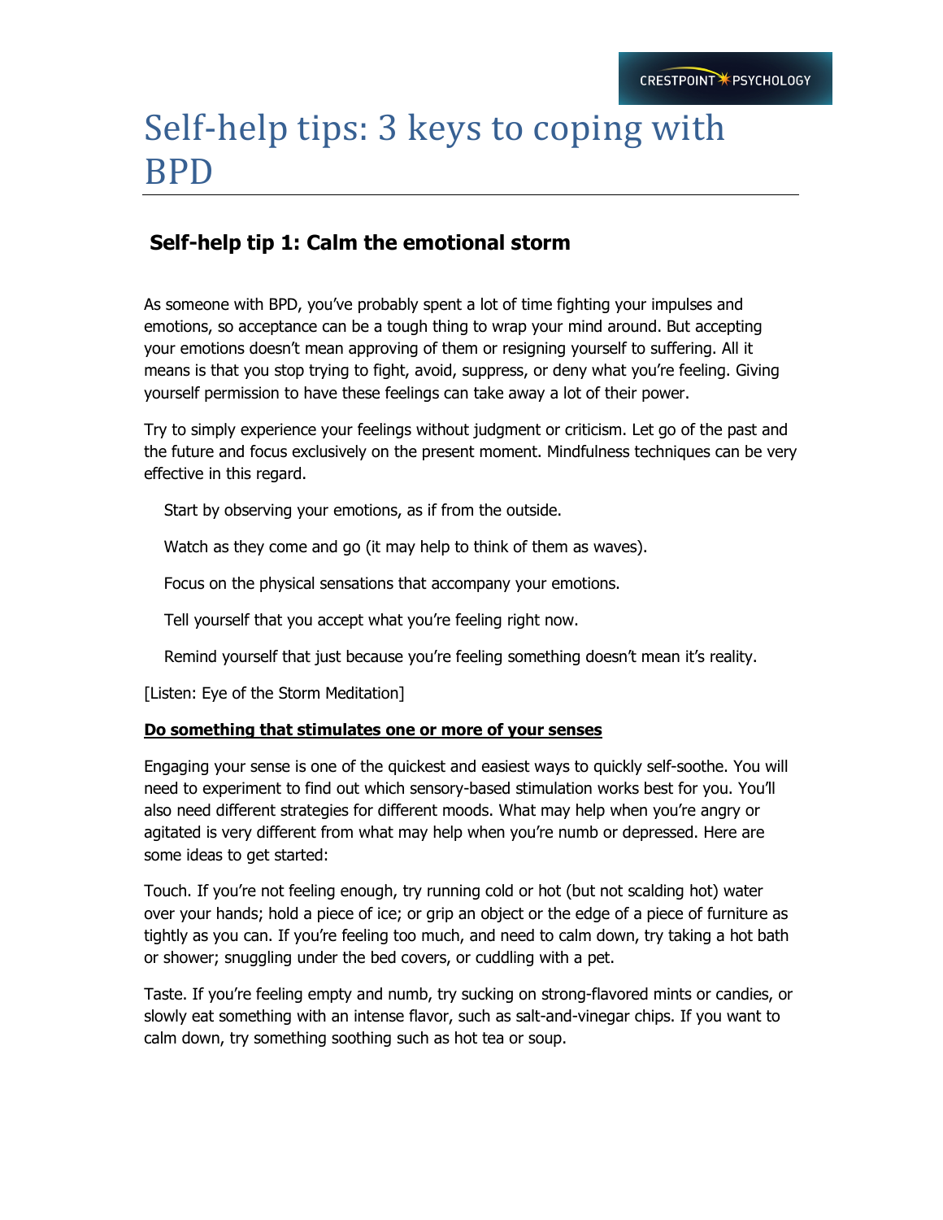# Self-help tips: 3 keys to coping with BPD

## Self-help tip 1: Calm the emotional storm

As someone with BPD, you've probably spent a lot of time fighting your impulses and emotions, so acceptance can be a tough thing to wrap your mind around. But accepting your emotions doesn't mean approving of them or resigning yourself to suffering. All it means is that you stop trying to fight, avoid, suppress, or deny what you're feeling. Giving yourself permission to have these feelings can take away a lot of their power.

Try to simply experience your feelings without judgment or criticism. Let go of the past and the future and focus exclusively on the present moment. Mindfulness techniques can be very effective in this regard.

- Start by observing your emotions, as if from the outside.
- Watch as they come and go (it may help to think of them as waves).
- Focus on the physical sensations that accompany your emotions.
- Tell yourself that you accept what you're feeling right now.
- Remind yourself that just because you're feeling something doesn't mean it's reality.

[Listen: Eye of the Storm Meditation]

**Do something that stimulates one or more of your senses**

Engaging your sense is one of the quickest and easiest ways to quickly self-soothe. You will need to experiment to find out which sensory-based stimulation works best for you. You'll also need different strategies for different moods. What may help when you're angry or agitated is very different from what may help when you're numb or depressed. Here are some ideas to get started:

Touch. If you're not feeling enough, try running cold or hot (but not scalding hot) water over your hands; hold a piece of ice; or grip an object or the edge of a piece of furniture as tightly as you can. If you're feeling too much, and need to calm down, try taking a hot bath or shower; snuggling under the bed covers, or cuddling with a pet.

Taste. If you're feeling empty and numb, try sucking on strong-flavored mints or candies, or slowly eat something with an intense flavor, such as salt-and-vinegar chips. If you want to calm down, try something soothing such as hot tea or soup.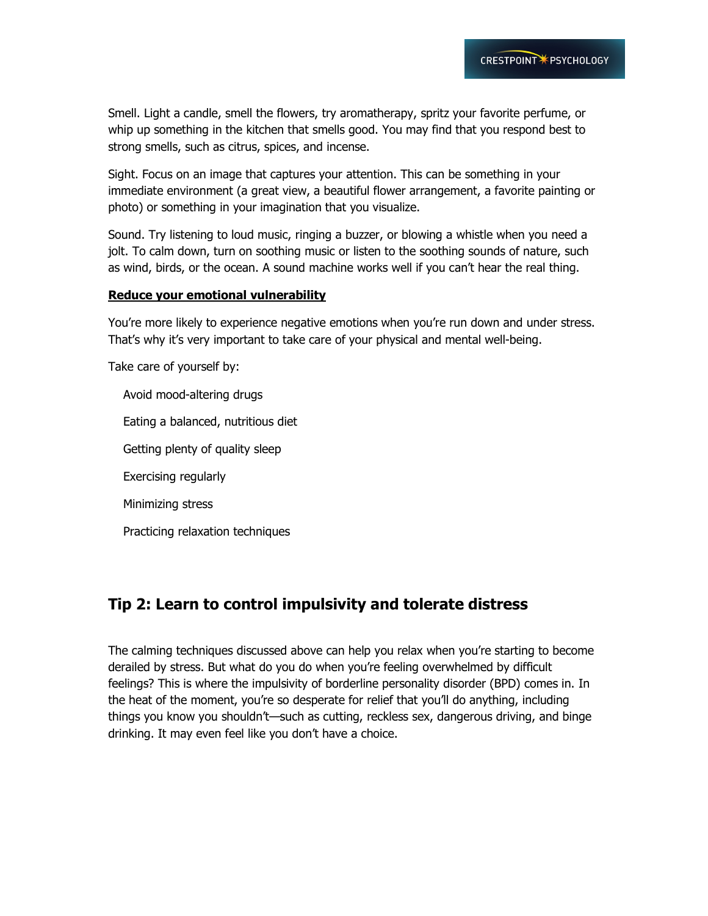Smell. Light a candle, smell the flowers, try aromatherapy, spritz your favorite perfume, or whip up something in the kitchen that smells good. You may find that you respond best to strong smells, such as citrus, spices, and incense.

Sight. Focus on an image that captures your attention. This can be something in your immediate environment (a great view, a beautiful flower arrangement, a favorite painting or photo) or something in your imagination that you visualize.

Sound. Try listening to loud music, ringing a buzzer, or blowing a whistle when you need a jolt. To calm down, turn on soothing music or listen to the soothing sounds of nature, such as wind, birds, or the ocean. A sound machine works well if you can't hear the real thing.

**Reduce your emotional vulnerability**

You're more likely to experience negative emotions when you're run down and under stress. That's why it's very important to take care of your physical and mental well-being.

Take care of yourself by:

- Avoid mood-altering drugs
- Eating a balanced, nutritious diet
- Getting plenty of quality sleep
- Exercising regularly
- Minimizing stress
- Practicing relaxation techniques

## Tip 2: Learn to control impulsivity and tolerate distress

The calming techniques discussed above can help you relax when you're starting to become derailed by stress. But what do you do when you're feeling overwhelmed by difficult feelings? This is where the impulsivity of borderline personality disorder (BPD) comes in. In the heat of the moment, you're so desperate for relief that you'll do anything, including things you know you shouldn't—such as cutting, reckless sex, dangerous driving, and binge drinking. It may even feel like you don't have a choice.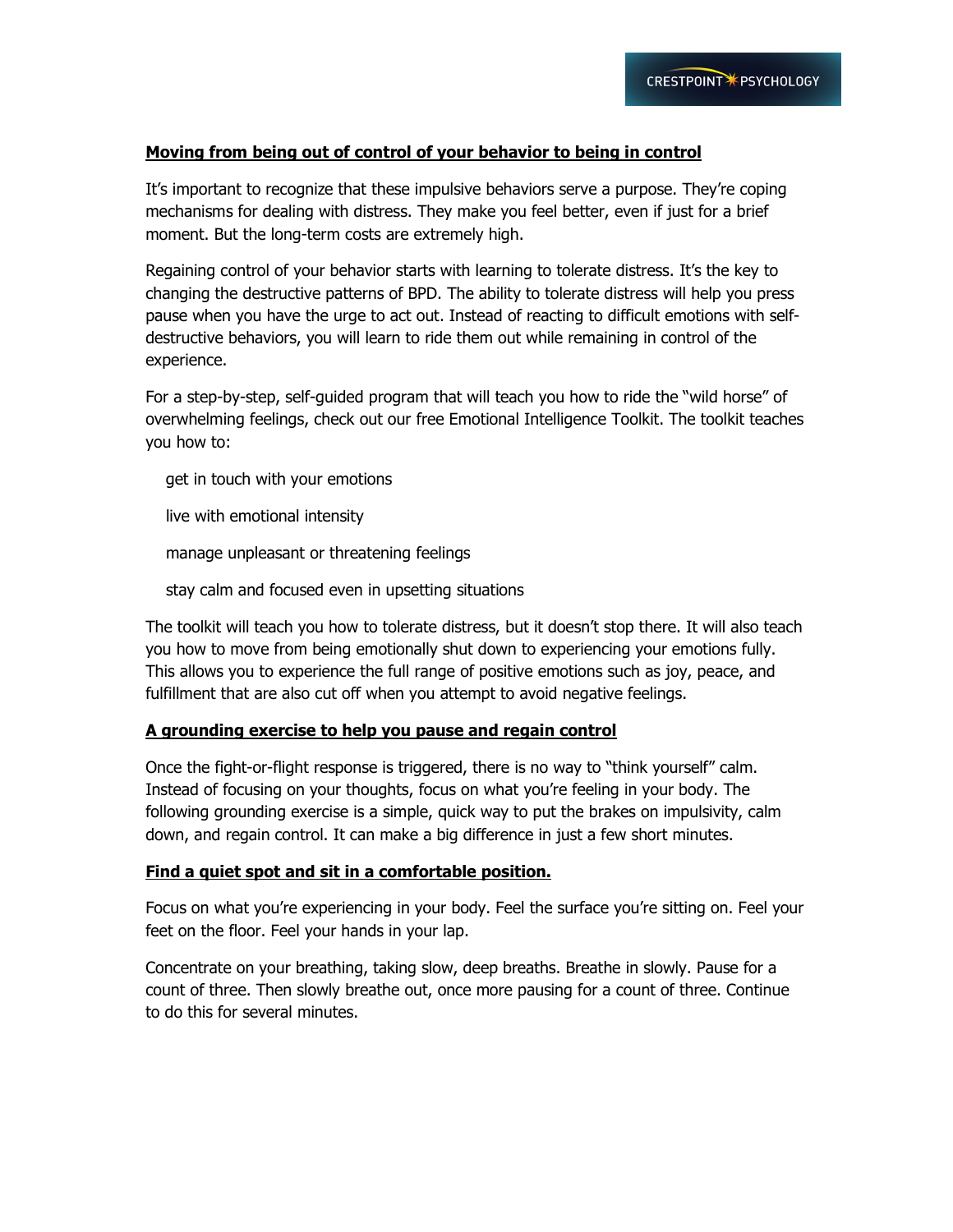## Moving from being out of control of your behavior to being in control

It's important to recognize that these impulsive behaviors serve a purpose. They're coping mechanisms for dealing with distress. They make you feel better, even if just for a brief moment. But the long-term costs are extremely high.

Regaining control of your behavior starts with learning to tolerate distress. It's the key to changing the destructive patterns of BPD. The ability to tolerate distress will help you press pause when you have the urge to act out. Instead of reacting to difficult emotions with self-destructive behaviors, you will learn to ride them out while remaining in control of the experience.

For a step-by-step, self-guided program that will teach you how to ride the "wild horse" of overwhelming feelings, check out our free Emotional Intelligence Toolkit. The toolkit teaches you how to:

- get in touch with your emotions
- live with emotional intensity
- manage unpleasant or threatening feelings
- stay calm and focused even in upsetting situations

The toolkit will teach you how to tolerate distress, but it doesn't stop there. It will also teach you how to move from being emotionally shut down to experiencing your emotions fully. This allows you to experience the full range of positive emotions such as joy, peace, and fulfillment that are also cut off when you attempt to avoid negative feelings.

## A grounding exercise to help you pause and regain control

Once the fight-or-flight response is triggered, there is no way to "think yourself" calm. Instead of focusing on your thoughts, focus on what you're feeling in your body. The following grounding exercise is a simple, quick way to put the brakes on impulsivity, calm down, and regain control. It can make a big difference in just a few short minutes.

### Find a quiet spot and sit in a comfortable position.

Focus on what you're experiencing in your body. Feel the surface you're sitting on. Feel your feet on the floor. Feel your hands in your lap.

Concentrate on your breathing, taking slow, deep breaths. Breathe in slowly. Pause for a count of three. Then slowly breathe out, once more pausing for a count of three. Continue to do this for several minutes.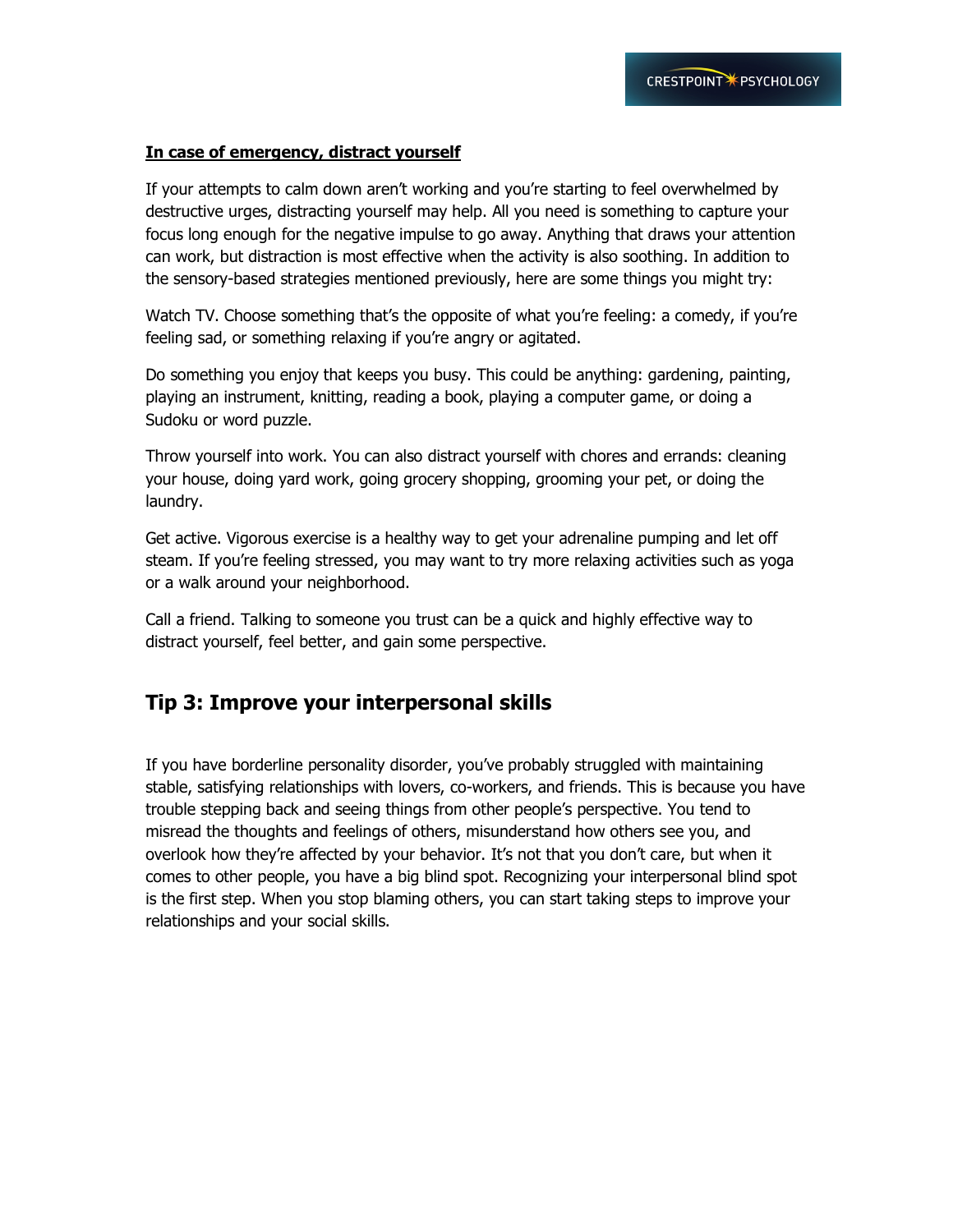**In case of emergency, distract yourself**

If your attempts to calm down aren't working and you're starting to feel overwhelmed by destructive urges, distracting yourself may help. All you need is something to capture your focus long enough for the negative impulse to go away. Anything that draws your attention can work, but distraction is most effective when the activity is also soothing. In addition to the sensory-based strategies mentioned previously, here are some things you might try:

Watch TV. Choose something that's the opposite of what you're feeling: a comedy, if you're feeling sad, or something relaxing if you're angry or agitated.

Do something you enjoy that keeps you busy. This could be anything: gardening, painting, playing an instrument, knitting, reading a book, playing a computer game, or doing a Sudoku or word puzzle.

Throw yourself into work. You can also distract yourself with chores and errands: cleaning your house, doing yard work, going grocery shopping, grooming your pet, or doing the laundry.

Get active. Vigorous exercise is a healthy way to get your adrenaline pumping and let off steam. If you're feeling stressed, you may want to try more relaxing activities such as yoga or a walk around your neighborhood.

Call a friend. Talking to someone you trust can be a quick and highly effective way to distract yourself, feel better, and gain some perspective.

## Tip 3: Improve your interpersonal skills

If you have borderline personality disorder, you've probably struggled with maintaining stable, satisfying relationships with lovers, co-workers, and friends. This is because you have trouble stepping back and seeing things from other people's perspective. You tend to misread the thoughts and feelings of others, misunderstand how others see you, and overlook how they're affected by your behavior. It's not that you don't care, but when it comes to other people, you have a big blind spot. Recognizing your interpersonal blind spot is the first step. When you stop blaming others, you can start taking steps to improve your relationships and your social skills.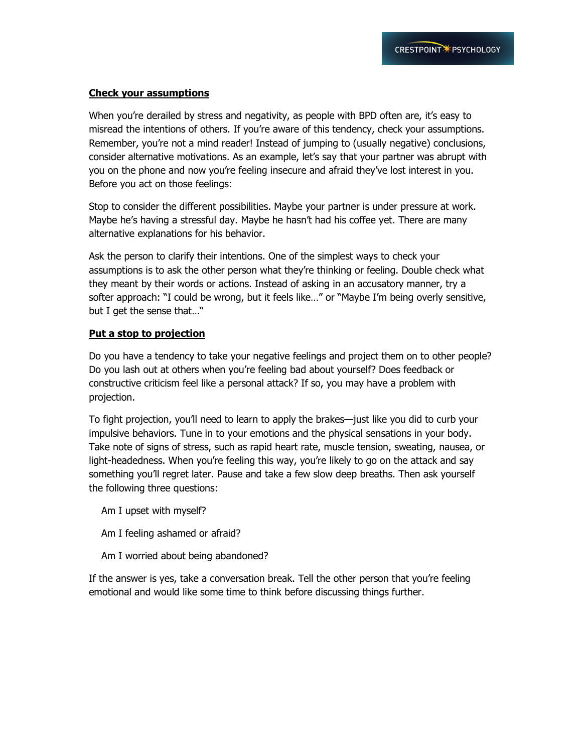### **Check your assumptions**

When you're derailed by stress and negativity, as people with BPD often are, it's easy to misread the intentions of others. If you're aware of this tendency, check your assumptions. Remember, you're not a mind reader! Instead of jumping to (usually negative) conclusions, consider alternative motivations. As an example, let's say that your partner was abrupt with you on the phone and now you're feeling insecure and afraid they've lost interest in you. Before you act on those feelings:

Stop to consider the different possibilities. Maybe your partner is under pressure at work. Maybe he's having a stressful day. Maybe he hasn't had his coffee yet. There are many alternative explanations for his behavior.

Ask the person to clarify their intentions. One of the simplest ways to check your assumptions is to ask the other person what they're thinking or feeling. Double check what they meant by their words or actions. Instead of asking in an accusatory manner, try a softer approach: "I could be wrong, but it feels like…" or "Maybe I'm being overly sensitive, but I get the sense that…"

### **Put a stop to projection**

Do you have a tendency to take your negative feelings and project them on to other people? Do you lash out at others when you're feeling bad about yourself? Does feedback or constructive criticism feel like a personal attack? If so, you may have a problem with projection.

To fight projection, you'll need to learn to apply the brakes—just like you did to curb your impulsive behaviors. Tune in to your emotions and the physical sensations in your body. Take note of signs of stress, such as rapid heart rate, muscle tension, sweating, nausea, or light-headedness. When you're feeling this way, you're likely to go on the attack and say something you'll regret later. Pause and take a few slow deep breaths. Then ask yourself the following three questions:

Am I upset with myself?

Am I feeling ashamed or afraid?

Am I worried about being abandoned?

If the answer is yes, take a conversation break. Tell the other person that you're feeling emotional and would like some time to think before discussing things further.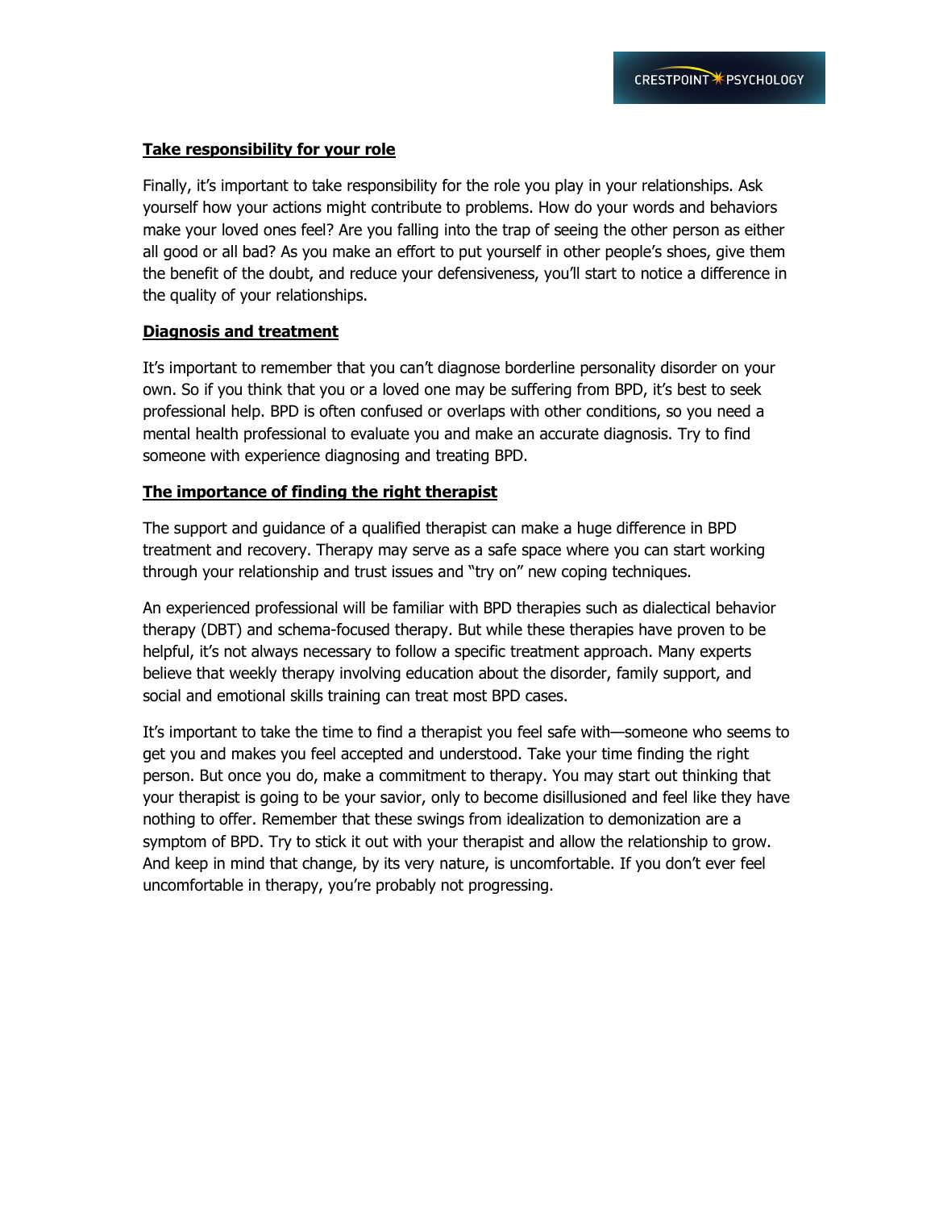## Take responsibility for your role

Finally, it's important to take responsibility for the role you play in your relationships. Ask yourself how your actions might contribute to problems. How do your words and behaviors make your loved ones feel? Are you falling into the trap of seeing the other person as either all good or all bad? As you make an effort to put yourself in other people's shoes, give them the benefit of the doubt, and reduce your defensiveness, you'll start to notice a difference in the quality of your relationships.

## Diagnosis and treatment

It's important to remember that you can't diagnose borderline personality disorder on your own. So if you think that you or a loved one may be suffering from BPD, it's best to seek professional help. BPD is often confused or overlaps with other conditions, so you need a mental health professional to evaluate you and make an accurate diagnosis. Try to find someone with experience diagnosing and treating BPD.

## The importance of finding the right therapist

The support and guidance of a qualified therapist can make a huge difference in BPD treatment and recovery. Therapy may serve as a safe space where you can start working through your relationship and trust issues and "try on" new coping techniques.

An experienced professional will be familiar with BPD therapies such as dialectical behavior therapy (DBT) and schema-focused therapy. But while these therapies have proven to be helpful, it's not always necessary to follow a specific treatment approach. Many experts believe that weekly therapy involving education about the disorder, family support, and social and emotional skills training can treat most BPD cases.

It's important to take the time to find a therapist you feel safe with—someone who seems to get you and makes you feel accepted and understood. Take your time finding the right person. But once you do, make a commitment to therapy. You may start out thinking that your therapist is going to be your savior, only to become disillusioned and feel like they have nothing to offer. Remember that these swings from idealization to demonization are a symptom of BPD. Try to stick it out with your therapist and allow the relationship to grow. And keep in mind that change, by its very nature, is uncomfortable. If you don't ever feel uncomfortable in therapy, you're probably not progressing.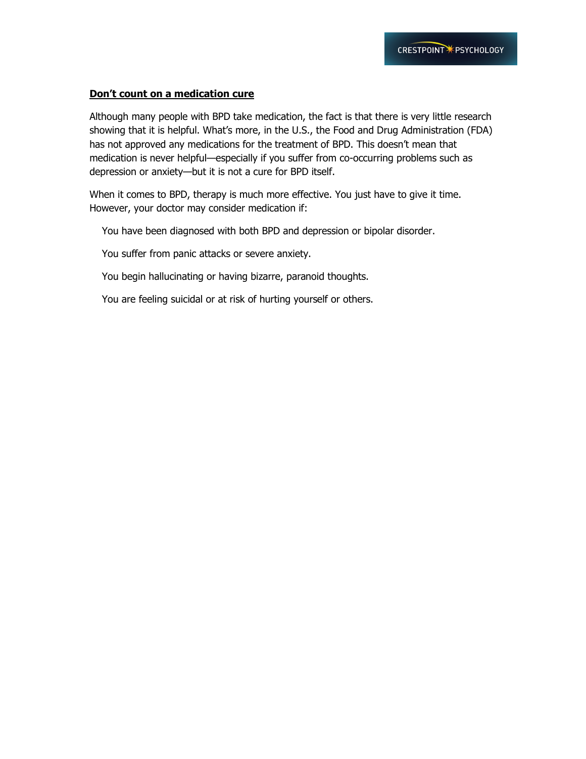**Don't count on a medication cure**

Although many people with BPD take medication, the fact is that there is very little research showing that it is helpful. What's more, in the U.S., the Food and Drug Administration (FDA) has not approved any medications for the treatment of BPD. This doesn't mean that medication is never helpful—especially if you suffer from co-occurring problems such as depression or anxiety—but it is not a cure for BPD itself.

When it comes to BPD, therapy is much more effective. You just have to give it time. However, your doctor may consider medication if:

- You have been diagnosed with both BPD and depression or bipolar disorder.
- You suffer from panic attacks or severe anxiety.
- You begin hallucinating or having bizarre, paranoid thoughts.
- You are feeling suicidal or at risk of hurting yourself or others.